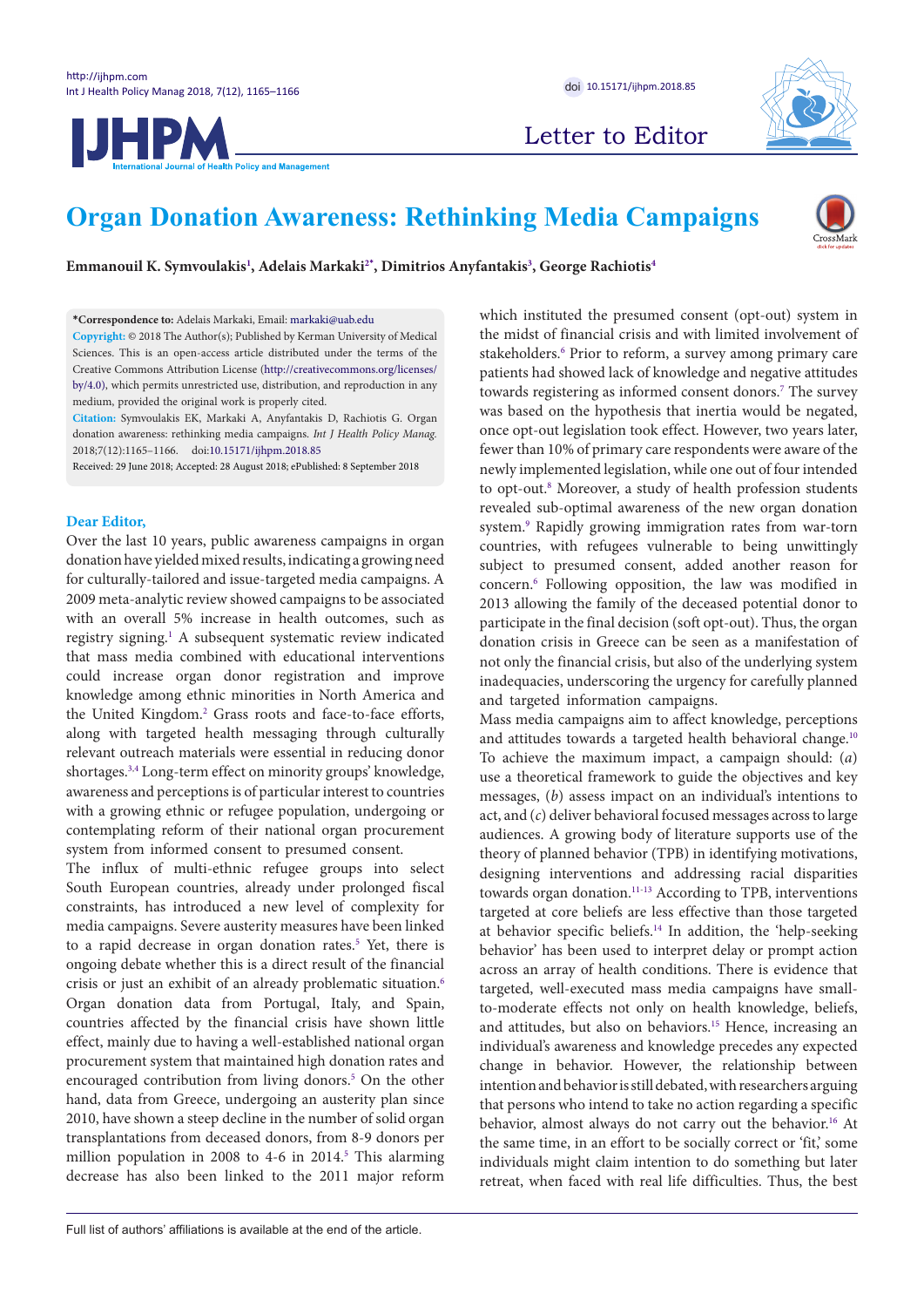Letter to Editor

# Organ Donation Awareness: Rethinking Media Campaigns

**Emmanouil K. Symvoulakis[1], Adelais Markaki[2*], Dimitrios Anyfantakis[3], George Rachiotis[4]**

**\*Correspondence to:** Adelais Markaki, Email: markaki@uab.edu

**Copyright:** © 2018 The Author(s); Published by Kerman University of Medical Sciences. This is an open-access article distributed under the terms of the Creative Commons Attribution License (http://creativecommons.org/licenses/by/4.0), which permits unrestricted use, distribution, and reproduction in any medium, provided the original work is properly cited.

**Citation:** Symvoulakis EK, Markaki A, Anyfantakis D, Rachiotis G. Organ donation awareness: rethinking media campaigns. *Int J Health Policy Manag.* 2018;7(12):1165–1166. doi:10.15171/ijhpm.2018.85

Received: 29 June 2018; Accepted: 28 August 2018; ePublished: 8 September 2018

**Dear Editor,**

Over the last 10 years, public awareness campaigns in organ donation have yielded mixed results, indicating a growing need for culturally-tailored and issue-targeted media campaigns. A 2009 meta-analytic review showed campaigns to be associated with an overall 5% increase in health outcomes, such as registry signing.[1] A subsequent systematic review indicated that mass media combined with educational interventions could increase organ donor registration and improve knowledge among ethnic minorities in North America and the United Kingdom.[2] Grass roots and face-to-face efforts, along with targeted health messaging through culturally relevant outreach materials were essential in reducing donor shortages.[3,4] Long-term effect on minority groups' knowledge, awareness and perceptions is of particular interest to countries with a growing ethnic or refugee population, undergoing or contemplating reform of their national organ procurement system from informed consent to presumed consent.

The influx of multi-ethnic refugee groups into select South European countries, already under prolonged fiscal constraints, has introduced a new level of complexity for media campaigns. Severe austerity measures have been linked to a rapid decrease in organ donation rates.[5] Yet, there is ongoing debate whether this is a direct result of the financial crisis or just an exhibit of an already problematic situation.[6] Organ donation data from Portugal, Italy, and Spain, countries affected by the financial crisis have shown little effect, mainly due to having a well-established national organ procurement system that maintained high donation rates and encouraged contribution from living donors.[5] On the other hand, data from Greece, undergoing an austerity plan since 2010, have shown a steep decline in the number of solid organ transplantations from deceased donors, from 8-9 donors per million population in 2008 to 4-6 in 2014.[5] This alarming decrease has also been linked to the 2011 major reform which instituted the presumed consent (opt-out) system in the midst of financial crisis and with limited involvement of stakeholders.[6] Prior to reform, a survey among primary care patients had showed lack of knowledge and negative attitudes towards registering as informed consent donors.[7] The survey was based on the hypothesis that inertia would be negated, once opt-out legislation took effect. However, two years later, fewer than 10% of primary care respondents were aware of the newly implemented legislation, while one out of four intended to opt-out.[8] Moreover, a study of health profession students revealed sub-optimal awareness of the new organ donation system.[9] Rapidly growing immigration rates from war-torn countries, with refugees vulnerable to being unwittingly subject to presumed consent, added another reason for concern.[6] Following opposition, the law was modified in 2013 allowing the family of the deceased potential donor to participate in the final decision (soft opt-out). Thus, the organ donation crisis in Greece can be seen as a manifestation of not only the financial crisis, but also of the underlying system inadequacies, underscoring the urgency for carefully planned and targeted information campaigns.

Mass media campaigns aim to affect knowledge, perceptions and attitudes towards a targeted health behavioral change.[10] To achieve the maximum impact, a campaign should: (*a*) use a theoretical framework to guide the objectives and key messages, (*b*) assess impact on an individual's intentions to act, and (*c*) deliver behavioral focused messages across to large audiences. A growing body of literature supports use of the theory of planned behavior (TPB) in identifying motivations, designing interventions and addressing racial disparities towards organ donation.[11-13] According to TPB, interventions targeted at core beliefs are less effective than those targeted at behavior specific beliefs.[14] In addition, the 'help-seeking behavior' has been used to interpret delay or prompt action across an array of health conditions. There is evidence that targeted, well-executed mass media campaigns have small-to-moderate effects not only on health knowledge, beliefs, and attitudes, but also on behaviors.[15] Hence, increasing an individual's awareness and knowledge precedes any expected change in behavior. However, the relationship between intention and behavior is still debated, with researchers arguing that persons who intend to take no action regarding a specific behavior, almost always do not carry out the behavior.[16] At the same time, in an effort to be socially correct or 'fit,' some individuals might claim intention to do something but later retreat, when faced with real life difficulties. Thus, the best

Full list of authors' affiliations is available at the end of the article.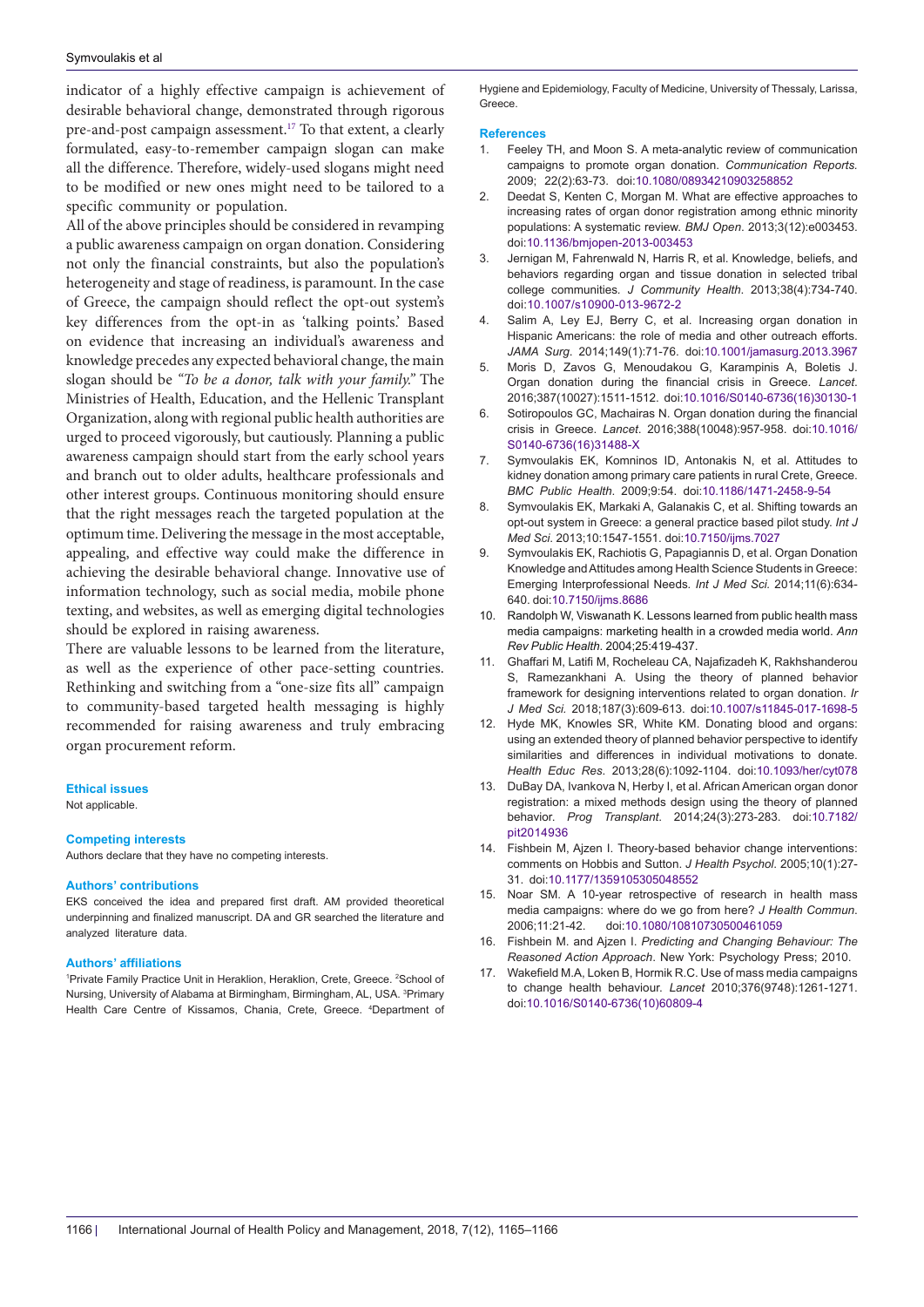indicator of a highly effective campaign is achievement of desirable behavioral change, demonstrated through rigorous pre-and-post campaign assessment.[17] To that extent, a clearly formulated, easy-to-remember campaign slogan can make all the difference. Therefore, widely-used slogans might need to be modified or new ones might need to be tailored to a specific community or population.

All of the above principles should be considered in revamping a public awareness campaign on organ donation. Considering not only the financial constraints, but also the population's heterogeneity and stage of readiness, is paramount. In the case of Greece, the campaign should reflect the opt-out system's key differences from the opt-in as 'talking points.' Based on evidence that increasing an individual's awareness and knowledge precedes any expected behavioral change, the main slogan should be *"To be a donor, talk with your family."* The Ministries of Health, Education, and the Hellenic Transplant Organization, along with regional public health authorities are urged to proceed vigorously, but cautiously. Planning a public awareness campaign should start from the early school years and branch out to older adults, healthcare professionals and other interest groups. Continuous monitoring should ensure that the right messages reach the targeted population at the optimum time. Delivering the message in the most acceptable, appealing, and effective way could make the difference in achieving the desirable behavioral change. Innovative use of information technology, such as social media, mobile phone texting, and websites, as well as emerging digital technologies should be explored in raising awareness.

There are valuable lessons to be learned from the literature, as well as the experience of other pace-setting countries. Rethinking and switching from a "one-size fits all" campaign to community-based targeted health messaging is highly recommended for raising awareness and truly embracing organ procurement reform.

### Ethical issues

Not applicable.

### Competing interests

Authors declare that they have no competing interests.

### Authors' contributions

EKS conceived the idea and prepared first draft. AM provided theoretical underpinning and finalized manuscript. DA and GR searched the literature and analyzed literature data.

### Authors' affiliations

[1]Private Family Practice Unit in Heraklion, Heraklion, Crete, Greece. [2]School of Nursing, University of Alabama at Birmingham, Birmingham, AL, USA. [3]Primary Health Care Centre of Kissamos, Chania, Crete, Greece. [4]Department of Hygiene and Epidemiology, Faculty of Medicine, University of Thessaly, Larissa, Greece.

### References

1. Feeley TH, and Moon S. A meta-analytic review of communication campaigns to promote organ donation. *Communication Reports.* 2009; 22(2):63-73. doi:10.1080/08934210903258852
2. Deedat S, Kenten C, Morgan M. What are effective approaches to increasing rates of organ donor registration among ethnic minority populations: A systematic review. *BMJ Open*. 2013;3(12):e003453. doi:10.1136/bmjopen-2013-003453
3. Jernigan M, Fahrenwald N, Harris R, et al. Knowledge, beliefs, and behaviors regarding organ and tissue donation in selected tribal college communities. *J Community Health.* 2013;38(4):734-740. doi:10.1007/s10900-013-9672-2
4. Salim A, Ley EJ, Berry C, et al. Increasing organ donation in Hispanic Americans: the role of media and other outreach efforts. *JAMA Surg*. 2014;149(1):71-76. doi:10.1001/jamasurg.2013.3967
5. Moris D, Zavos G, Menoudakou G, Karampinis A, Boletis J. Organ donation during the financial crisis in Greece. *Lancet*. 2016;387(10027):1511-1512. doi:10.1016/S0140-6736(16)30130-1
6. Sotiropoulos GC, Machairas N. Organ donation during the financial crisis in Greece. *Lancet*. 2016;388(10048):957-958. doi:10.1016/S0140-6736(16)31488-X
7. Symvoulakis EK, Komninos ID, Antonakis N, et al. Attitudes to kidney donation among primary care patients in rural Crete, Greece. *BMC Public Health*. 2009;9:54. doi:10.1186/1471-2458-9-54
8. Symvoulakis EK, Markaki A, Galanakis C, et al. Shifting towards an opt-out system in Greece: a general practice based pilot study. *Int J Med Sci*. 2013;10:1547-1551. doi:10.7150/ijms.7027
9. Symvoulakis EK, Rachiotis G, Papagiannis D, et al. Organ Donation Knowledge and Attitudes among Health Science Students in Greece: Emerging Interprofessional Needs. *Int J Med Sci.* 2014;11(6):634-640. doi:10.7150/ijms.8686
10. Randolph W, Viswanath K. Lessons learned from public health mass media campaigns: marketing health in a crowded media world. *Ann Rev Public Health*. 2004;25:419-437.
11. Ghaffari M, Latifi M, Rocheleau CA, Najafizadeh K, Rakhshanderou S, Ramezankhani A. Using the theory of planned behavior framework for designing interventions related to organ donation. *Ir J Med Sci.* 2018;187(3):609-613. doi:10.1007/s11845-017-1698-5
12. Hyde MK, Knowles SR, White KM. Donating blood and organs: using an extended theory of planned behavior perspective to identify similarities and differences in individual motivations to donate. *Health Educ Res*. 2013;28(6):1092-1104. doi:10.1093/her/cyt078
13. DuBay DA, Ivankova N, Herby I, et al. African American organ donor registration: a mixed methods design using the theory of planned behavior. *Prog Transplant*. 2014;24(3):273-283. doi:10.7182/pit2014936
14. Fishbein M, Ajzen I. Theory-based behavior change interventions: comments on Hobbis and Sutton. *J Health Psychol*. 2005;10(1):27-31. doi:10.1177/1359105305048552
15. Noar SM. A 10-year retrospective of research in health mass media campaigns: where do we go from here? *J Health Commun*. 2006;11:21-42. doi:10.1080/10810730500461059
16. Fishbein M. and Ajzen I. *Predicting and Changing Behaviour: The Reasoned Action Approach*. New York: Psychology Press; 2010.
17. Wakefield M.A, Loken B, Hormik R.C. Use of mass media campaigns to change health behaviour. *Lancet* 2010;376(9748):1261-1271. doi:10.1016/S0140-6736(10)60809-4